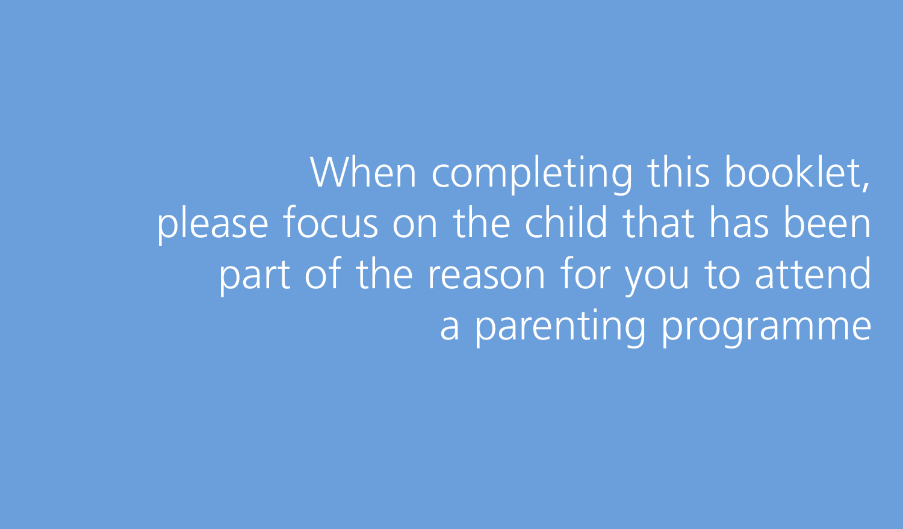When completing this booklet, please focus on the child that has been part of the reason for you to attend a parenting programme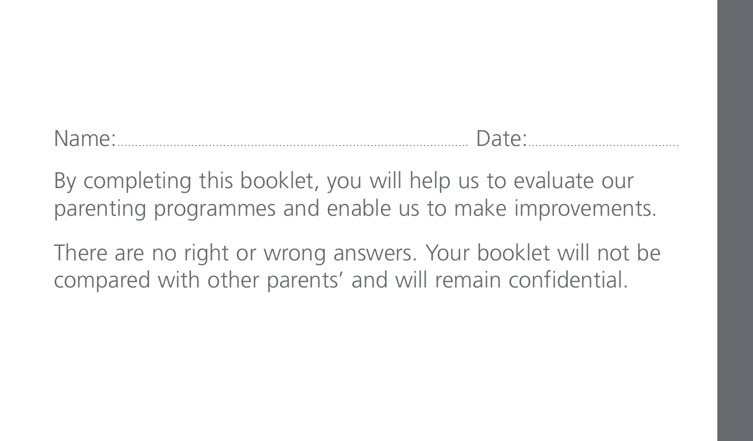Name:.......................................................................................... Date:..........................................

By completing this booklet, you will help us to evaluate our parenting programmes and enable us to make improvements.

There are no right or wrong answers. Your booklet will not be compared with other parents' and will remain confidential.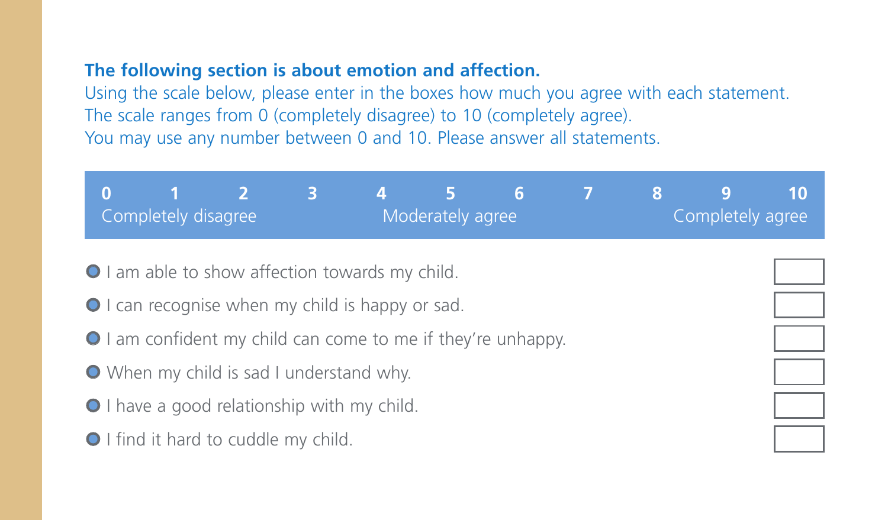**The following section is about emotion and affection.**

Using the scale below, please enter in the boxes how much you agree with each statement.
The scale ranges from 0 (completely disagree) to 10 (completely agree).
You may use any number between 0 and 10. Please answer all statements.

| 0 | 1 | 2 | 3 | 4 | 5 | 6 | 7 | 8 | 9 | 10 |
|---|---|---|---|---|---|---|---|---|---|---|
| Completely disagree | | | | | Moderately agree | | | | | Completely agree |

- I am able to show affection towards my child. ☐
- I can recognise when my child is happy or sad. ☐
- I am confident my child can come to me if they're unhappy. ☐
- When my child is sad I understand why. ☐
- I have a good relationship with my child. ☐
- I find it hard to cuddle my child. ☐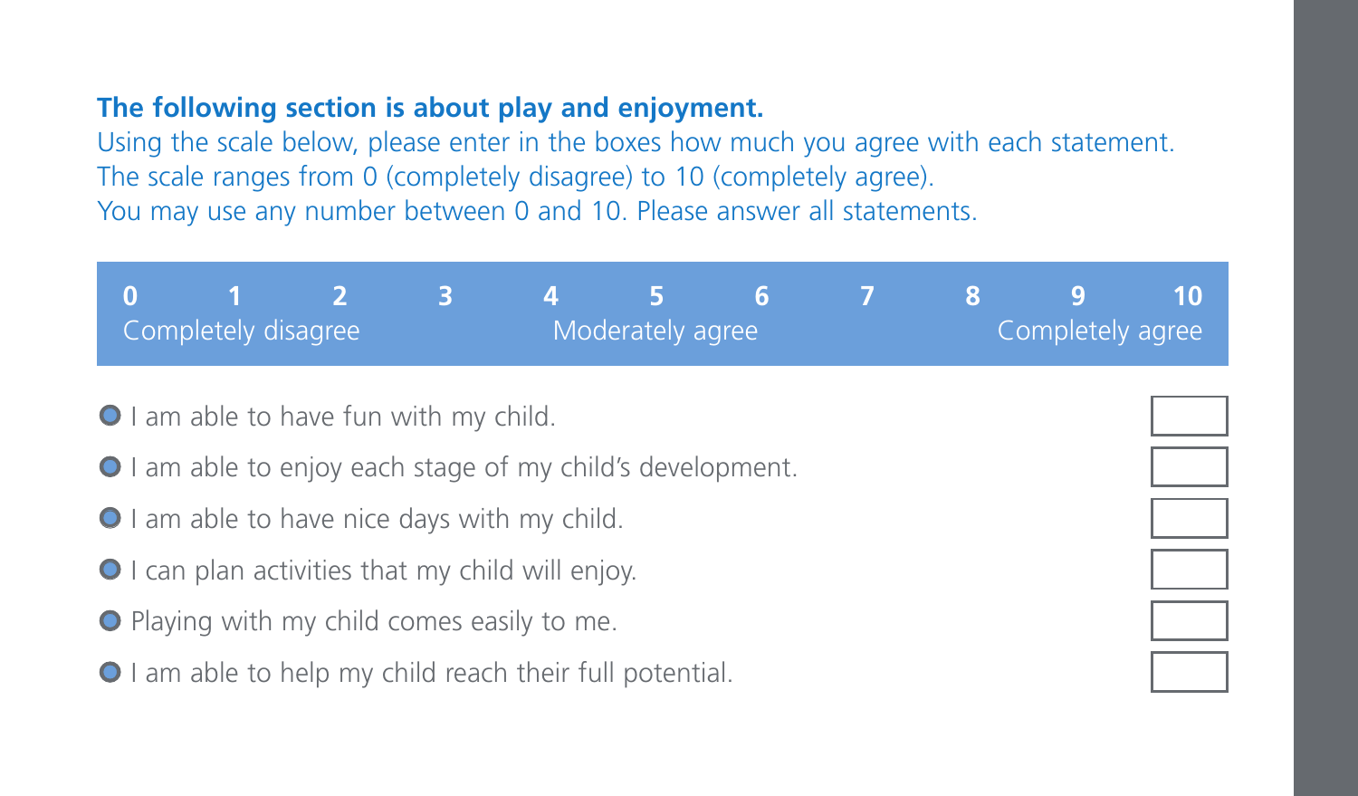**The following section is about play and enjoyment.**

Using the scale below, please enter in the boxes how much you agree with each statement.
The scale ranges from 0 (completely disagree) to 10 (completely agree).
You may use any number between 0 and 10. Please answer all statements.

| 0 | 1 | 2 | 3 | 4 | 5 | 6 | 7 | 8 | 9 | 10 |
|---|---|---|---|---|---|---|---|---|---|---|
| Completely disagree | | | | | Moderately agree | | | | | Completely agree |

- I am able to have fun with my child. ☐
- I am able to enjoy each stage of my child's development. ☐
- I am able to have nice days with my child. ☐
- I can plan activities that my child will enjoy. ☐
- Playing with my child comes easily to me. ☐
- I am able to help my child reach their full potential. ☐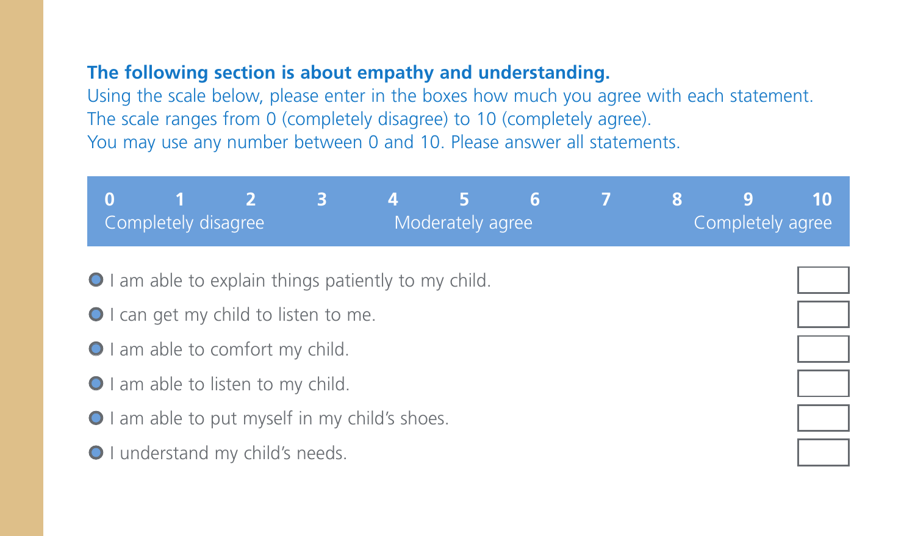**The following section is about empathy and understanding.**

Using the scale below, please enter in the boxes how much you agree with each statement.
The scale ranges from 0 (completely disagree) to 10 (completely agree).
You may use any number between 0 and 10. Please answer all statements.

| 0 | 1 | 2 | 3 | 4 | 5 | 6 | 7 | 8 | 9 | 10 |
|---|---|---|---|---|---|---|---|---|---|---|
| Completely disagree | | | | | Moderately agree | | | | | Completely agree |

- I am able to explain things patiently to my child. ☐
- I can get my child to listen to me. ☐
- I am able to comfort my child. ☐
- I am able to listen to my child. ☐
- I am able to put myself in my child's shoes. ☐
- I understand my child's needs. ☐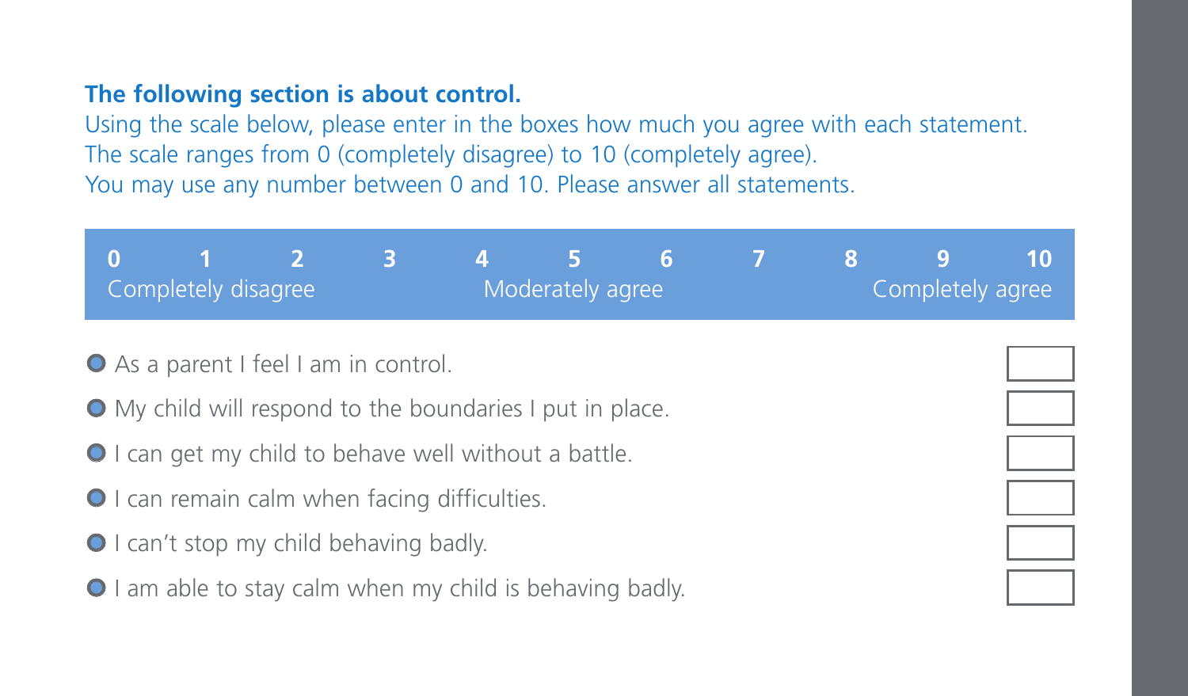**The following section is about control.**

Using the scale below, please enter in the boxes how much you agree with each statement.
The scale ranges from 0 (completely disagree) to 10 (completely agree).
You may use any number between 0 and 10. Please answer all statements.

| 0 | 1 | 2 | 3 | 4 | 5 | 6 | 7 | 8 | 9 | 10 |
|---|---|---|---|---|---|---|---|---|---|---|
| Completely disagree | | | | | Moderately agree | | | | | Completely agree |

- As a parent I feel I am in control.
- My child will respond to the boundaries I put in place.
- I can get my child to behave well without a battle.
- I can remain calm when facing difficulties.
- I can't stop my child behaving badly.
- I am able to stay calm when my child is behaving badly.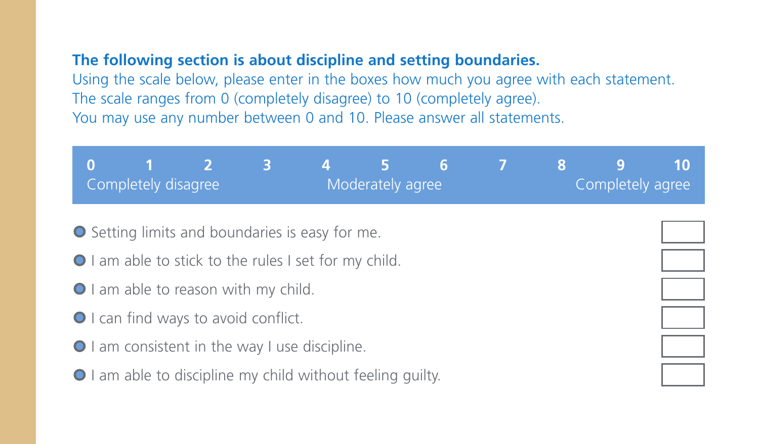**The following section is about discipline and setting boundaries.**

Using the scale below, please enter in the boxes how much you agree with each statement.
The scale ranges from 0 (completely disagree) to 10 (completely agree).
You may use any number between 0 and 10. Please answer all statements.

| 0 | 1 | 2 | 3 | 4 | 5 | 6 | 7 | 8 | 9 | 10 |
|---|---|---|---|---|---|---|---|---|---|---|
| Completely disagree | | | | | Moderately agree | | | | | Completely agree |

- Setting limits and boundaries is easy for me. [ ]
- I am able to stick to the rules I set for my child. [ ]
- I am able to reason with my child. [ ]
- I can find ways to avoid conflict. [ ]
- I am consistent in the way I use discipline. [ ]
- I am able to discipline my child without feeling guilty. [ ]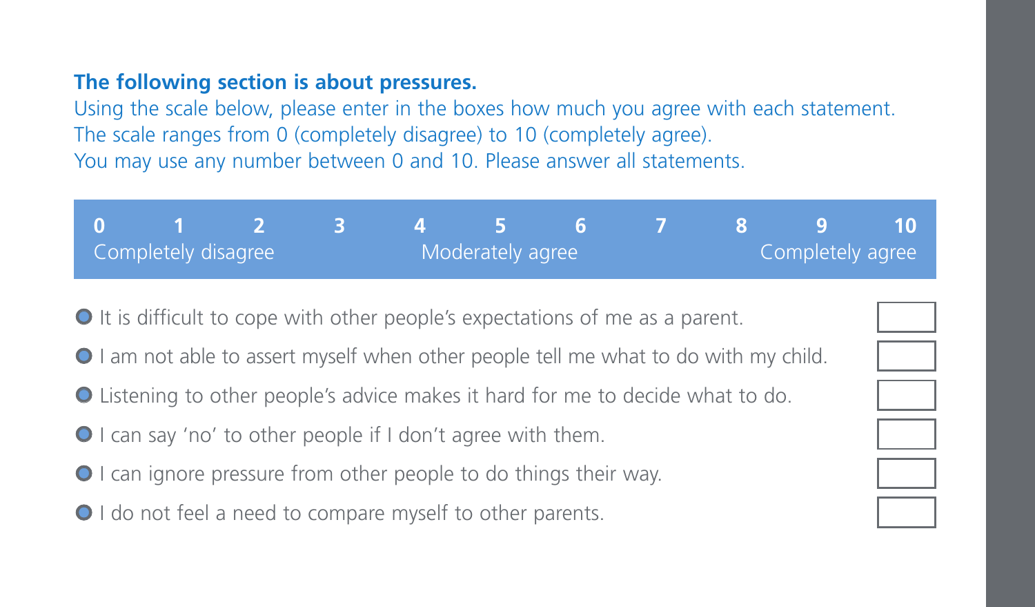**The following section is about pressures.**

Using the scale below, please enter in the boxes how much you agree with each statement.
The scale ranges from 0 (completely disagree) to 10 (completely agree).
You may use any number between 0 and 10. Please answer all statements.

| 0 | 1 | 2 | 3 | 4 | 5 | 6 | 7 | 8 | 9 | 10 |
|---|---|---|---|---|---|---|---|---|---|---|
| Completely disagree | | | | | Moderately agree | | | | | Completely agree |

| Statement | Score |
|---|---|
| It is difficult to cope with other people's expectations of me as a parent. | |
| I am not able to assert myself when other people tell me what to do with my child. | |
| Listening to other people's advice makes it hard for me to decide what to do. | |
| I can say 'no' to other people if I don't agree with them. | |
| I can ignore pressure from other people to do things their way. | |
| I do not feel a need to compare myself to other parents. | |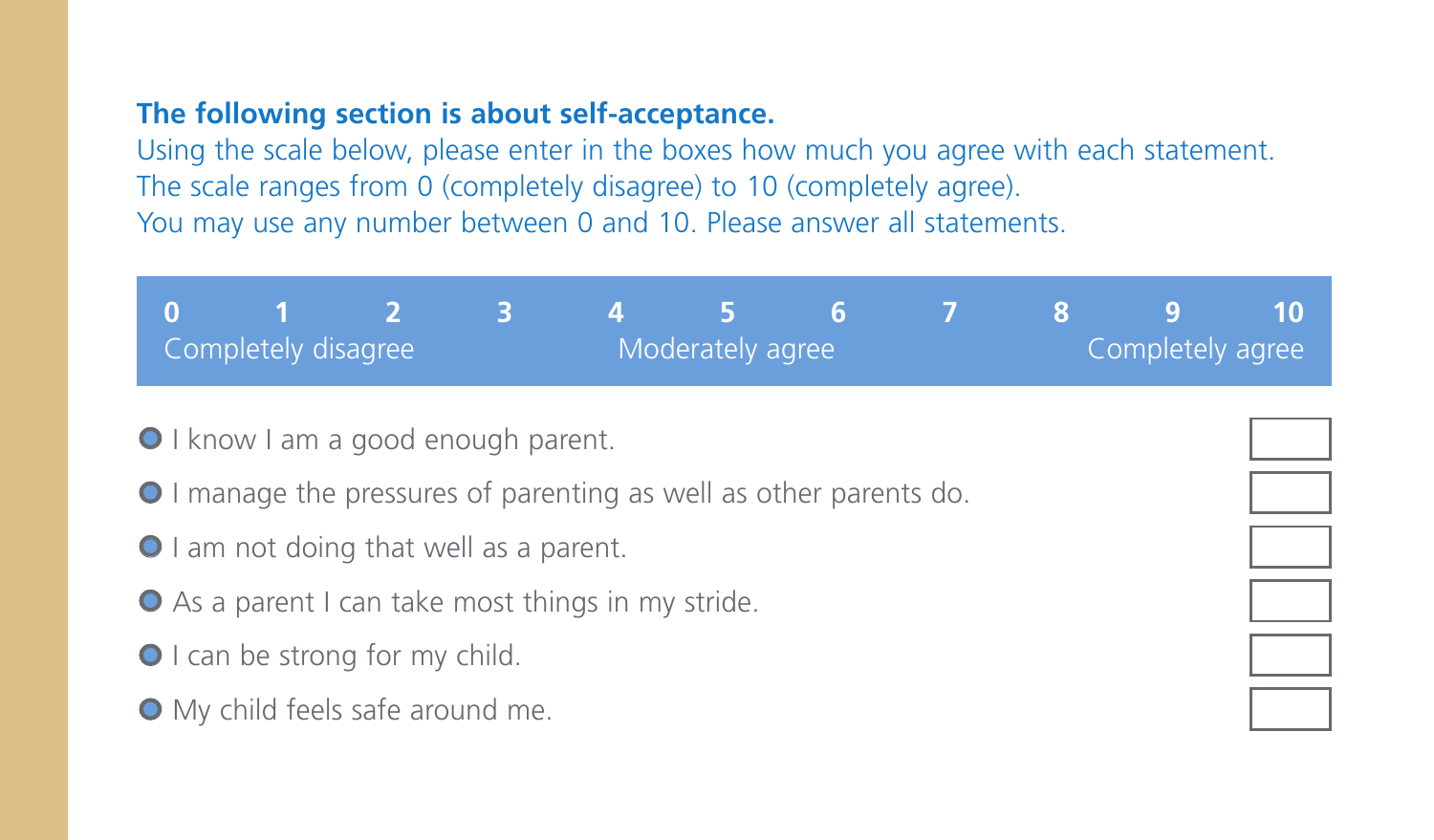**The following section is about self-acceptance.**

Using the scale below, please enter in the boxes how much you agree with each statement.
The scale ranges from 0 (completely disagree) to 10 (completely agree).
You may use any number between 0 and 10. Please answer all statements.

| 0 | 1 | 2 | 3 | 4 | 5 | 6 | 7 | 8 | 9 | 10 |
|---|---|---|---|---|---|---|---|---|---|---|
| Completely disagree | | | | | Moderately agree | | | | | Completely agree |

| Statement | Score |
|---|---|
| I know I am a good enough parent. | |
| I manage the pressures of parenting as well as other parents do. | |
| I am not doing that well as a parent. | |
| As a parent I can take most things in my stride. | |
| I can be strong for my child. | |
| My child feels safe around me. | |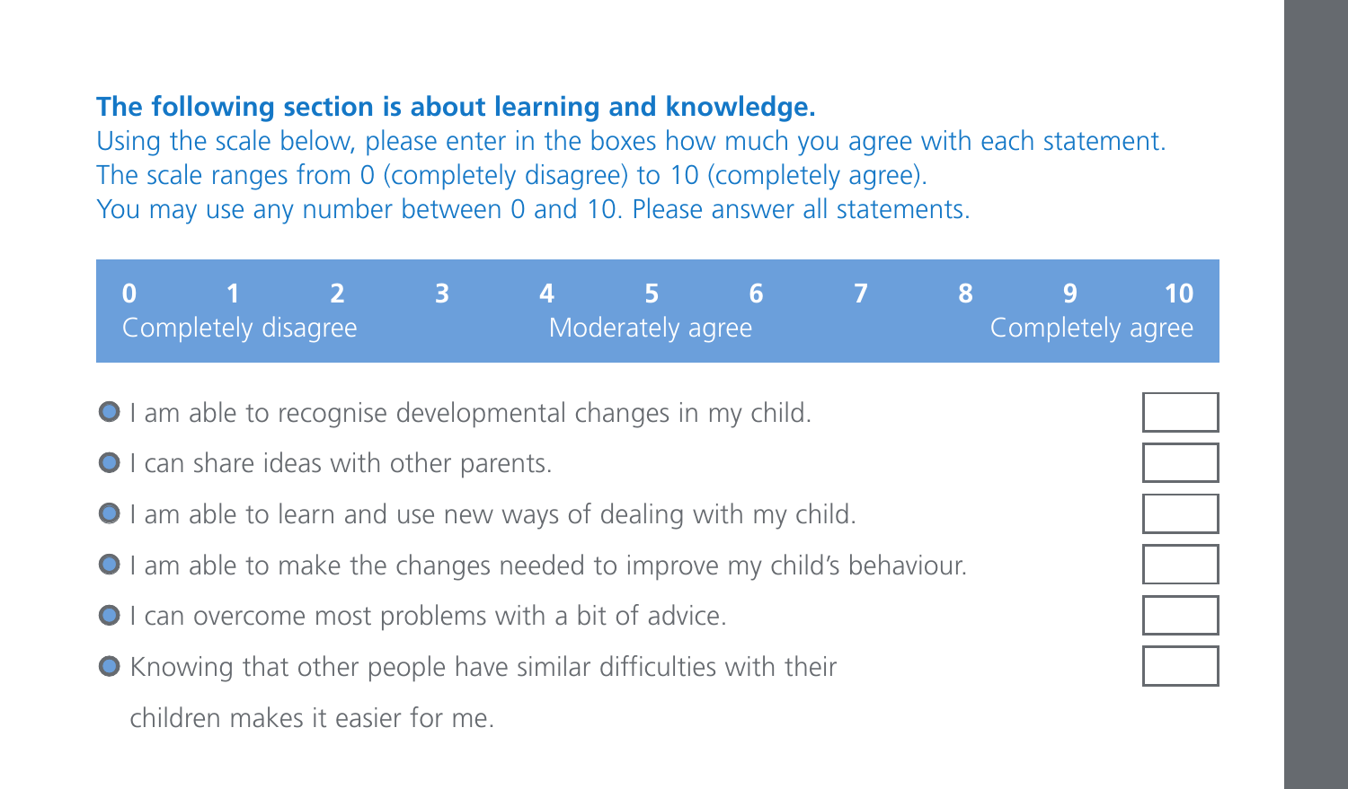**The following section is about learning and knowledge.**

Using the scale below, please enter in the boxes how much you agree with each statement. The scale ranges from 0 (completely disagree) to 10 (completely agree). You may use any number between 0 and 10. Please answer all statements.

| 0 | 1 | 2 | 3 | 4 | 5 | 6 | 7 | 8 | 9 | 10 |
|---|---|---|---|---|---|---|---|---|---|---|
| Completely disagree | | | | | Moderately agree | | | | | Completely agree |

| Statement | |
|---|---|
| I am able to recognise developmental changes in my child. | ☐ |
| I can share ideas with other parents. | ☐ |
| I am able to learn and use new ways of dealing with my child. | ☐ |
| I am able to make the changes needed to improve my child's behaviour. | ☐ |
| I can overcome most problems with a bit of advice. | ☐ |
| Knowing that other people have similar difficulties with their children makes it easier for me. | ☐ |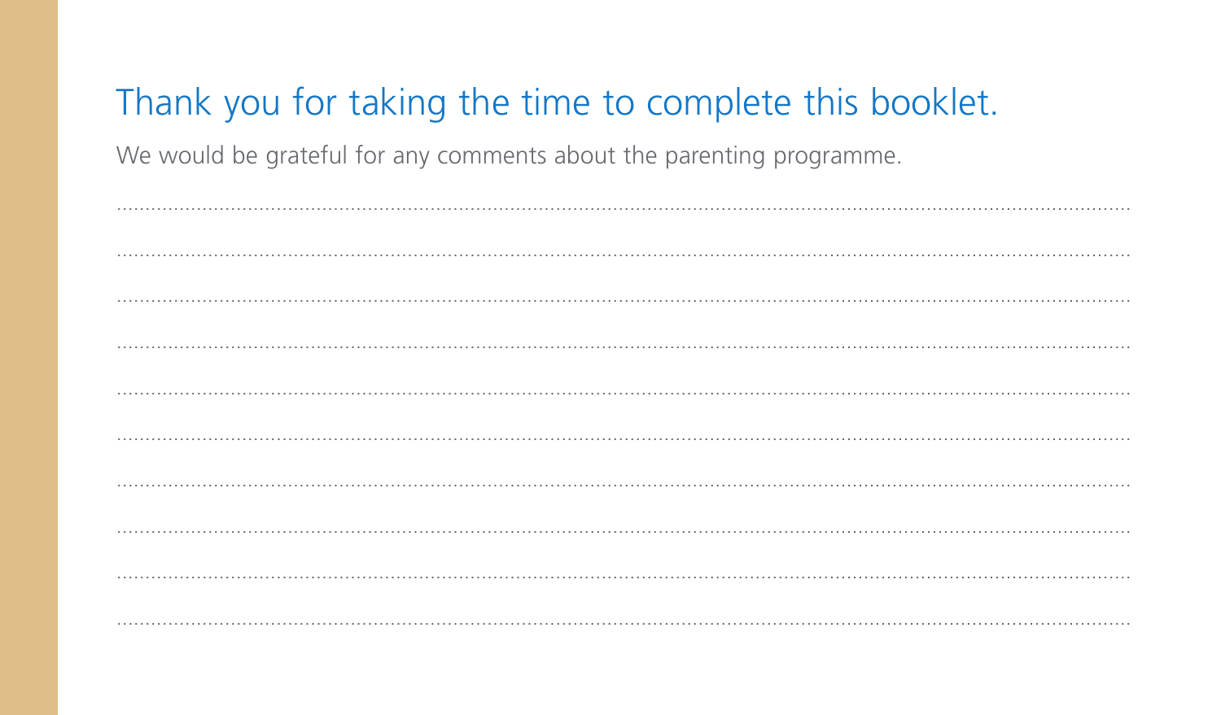# Thank you for taking the time to complete this booklet.

We would be grateful for any comments about the parenting programme.

..........................................................................................................................................................................................

..........................................................................................................................................................................................

..........................................................................................................................................................................................

..........................................................................................................................................................................................

..........................................................................................................................................................................................

..........................................................................................................................................................................................

..........................................................................................................................................................................................

..........................................................................................................................................................................................

..........................................................................................................................................................................................

..........................................................................................................................................................................................